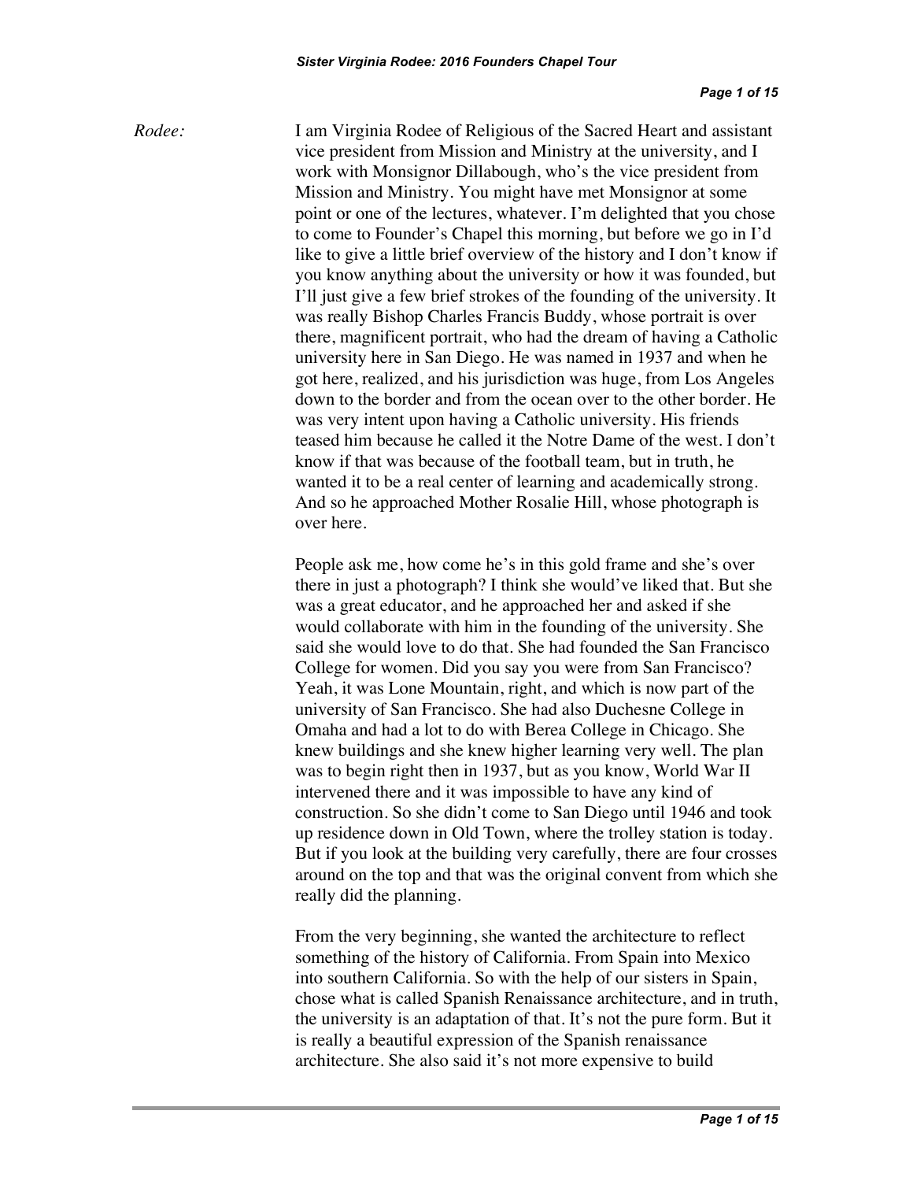*Rodee:* I am Virginia Rodee of Religious of the Sacred Heart and assistant vice president from Mission and Ministry at the university, and I work with Monsignor Dillabough, who's the vice president from Mission and Ministry. You might have met Monsignor at some point or one of the lectures, whatever. I'm delighted that you chose to come to Founder's Chapel this morning, but before we go in I'd like to give a little brief overview of the history and I don't know if you know anything about the university or how it was founded, but I'll just give a few brief strokes of the founding of the university. It was really Bishop Charles Francis Buddy, whose portrait is over there, magnificent portrait, who had the dream of having a Catholic university here in San Diego. He was named in 1937 and when he got here, realized, and his jurisdiction was huge, from Los Angeles down to the border and from the ocean over to the other border. He was very intent upon having a Catholic university. His friends teased him because he called it the Notre Dame of the west. I don't know if that was because of the football team, but in truth, he wanted it to be a real center of learning and academically strong. And so he approached Mother Rosalie Hill, whose photograph is over here.

People ask me, how come he's in this gold frame and she's over there in just a photograph? I think she would've liked that. But she was a great educator, and he approached her and asked if she would collaborate with him in the founding of the university. She said she would love to do that. She had founded the San Francisco College for women. Did you say you were from San Francisco? Yeah, it was Lone Mountain, right, and which is now part of the university of San Francisco. She had also Duchesne College in Omaha and had a lot to do with Berea College in Chicago. She knew buildings and she knew higher learning very well. The plan was to begin right then in 1937, but as you know, World War II intervened there and it was impossible to have any kind of construction. So she didn't come to San Diego until 1946 and took up residence down in Old Town, where the trolley station is today. But if you look at the building very carefully, there are four crosses around on the top and that was the original convent from which she really did the planning.

From the very beginning, she wanted the architecture to reflect something of the history of California. From Spain into Mexico into southern California. So with the help of our sisters in Spain, chose what is called Spanish Renaissance architecture, and in truth, the university is an adaptation of that. It's not the pure form. But it is really a beautiful expression of the Spanish renaissance architecture. She also said it's not more expensive to build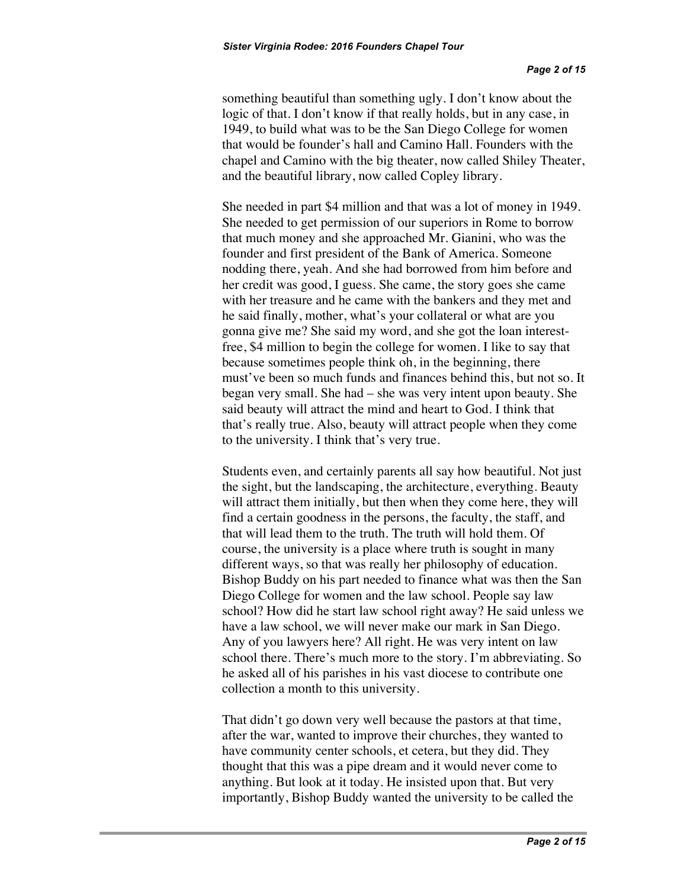something beautiful than something ugly. I don't know about the logic of that. I don't know if that really holds, but in any case, in 1949, to build what was to be the San Diego College for women that would be founder's hall and Camino Hall. Founders with the chapel and Camino with the big theater, now called Shiley Theater, and the beautiful library, now called Copley library.

She needed in part $4 million and that was a lot of money in 1949. She needed to get permission of our superiors in Rome to borrow that much money and she approached Mr. Gianini, who was the founder and first president of the Bank of America. Someone nodding there, yeah. And she had borrowed from him before and her credit was good, I guess. She came, the story goes she came with her treasure and he came with the bankers and they met and he said finally, mother, what's your collateral or what are you gonna give me? She said my word, and she got the loan interest-free, $4 million to begin the college for women. I like to say that because sometimes people think oh, in the beginning, there must've been so much funds and finances behind this, but not so. It began very small. She had – she was very intent upon beauty. She said beauty will attract the mind and heart to God. I think that that's really true. Also, beauty will attract people when they come to the university. I think that's very true.

Students even, and certainly parents all say how beautiful. Not just the sight, but the landscaping, the architecture, everything. Beauty will attract them initially, but then when they come here, they will find a certain goodness in the persons, the faculty, the staff, and that will lead them to the truth. The truth will hold them. Of course, the university is a place where truth is sought in many different ways, so that was really her philosophy of education. Bishop Buddy on his part needed to finance what was then the San Diego College for women and the law school. People say law school? How did he start law school right away? He said unless we have a law school, we will never make our mark in San Diego. Any of you lawyers here? All right. He was very intent on law school there. There's much more to the story. I'm abbreviating. So he asked all of his parishes in his vast diocese to contribute one collection a month to this university.

That didn't go down very well because the pastors at that time, after the war, wanted to improve their churches, they wanted to have community center schools, et cetera, but they did. They thought that this was a pipe dream and it would never come to anything. But look at it today. He insisted upon that. But very importantly, Bishop Buddy wanted the university to be called the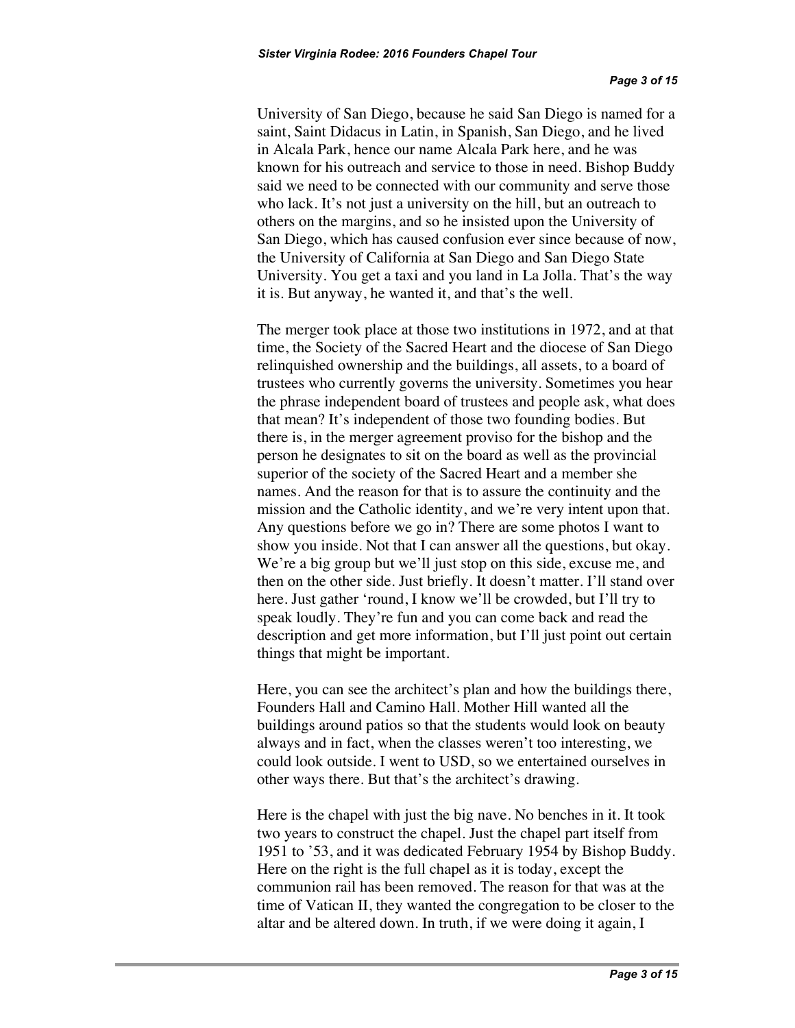University of San Diego, because he said San Diego is named for a saint, Saint Didacus in Latin, in Spanish, San Diego, and he lived in Alcala Park, hence our name Alcala Park here, and he was known for his outreach and service to those in need. Bishop Buddy said we need to be connected with our community and serve those who lack. It's not just a university on the hill, but an outreach to others on the margins, and so he insisted upon the University of San Diego, which has caused confusion ever since because of now, the University of California at San Diego and San Diego State University. You get a taxi and you land in La Jolla. That's the way it is. But anyway, he wanted it, and that's the well.

The merger took place at those two institutions in 1972, and at that time, the Society of the Sacred Heart and the diocese of San Diego relinquished ownership and the buildings, all assets, to a board of trustees who currently governs the university. Sometimes you hear the phrase independent board of trustees and people ask, what does that mean? It's independent of those two founding bodies. But there is, in the merger agreement proviso for the bishop and the person he designates to sit on the board as well as the provincial superior of the society of the Sacred Heart and a member she names. And the reason for that is to assure the continuity and the mission and the Catholic identity, and we're very intent upon that. Any questions before we go in? There are some photos I want to show you inside. Not that I can answer all the questions, but okay. We're a big group but we'll just stop on this side, excuse me, and then on the other side. Just briefly. It doesn't matter. I'll stand over here. Just gather 'round, I know we'll be crowded, but I'll try to speak loudly. They're fun and you can come back and read the description and get more information, but I'll just point out certain things that might be important.

Here, you can see the architect's plan and how the buildings there, Founders Hall and Camino Hall. Mother Hill wanted all the buildings around patios so that the students would look on beauty always and in fact, when the classes weren't too interesting, we could look outside. I went to USD, so we entertained ourselves in other ways there. But that's the architect's drawing.

Here is the chapel with just the big nave. No benches in it. It took two years to construct the chapel. Just the chapel part itself from 1951 to '53, and it was dedicated February 1954 by Bishop Buddy. Here on the right is the full chapel as it is today, except the communion rail has been removed. The reason for that was at the time of Vatican II, they wanted the congregation to be closer to the altar and be altered down. In truth, if we were doing it again, I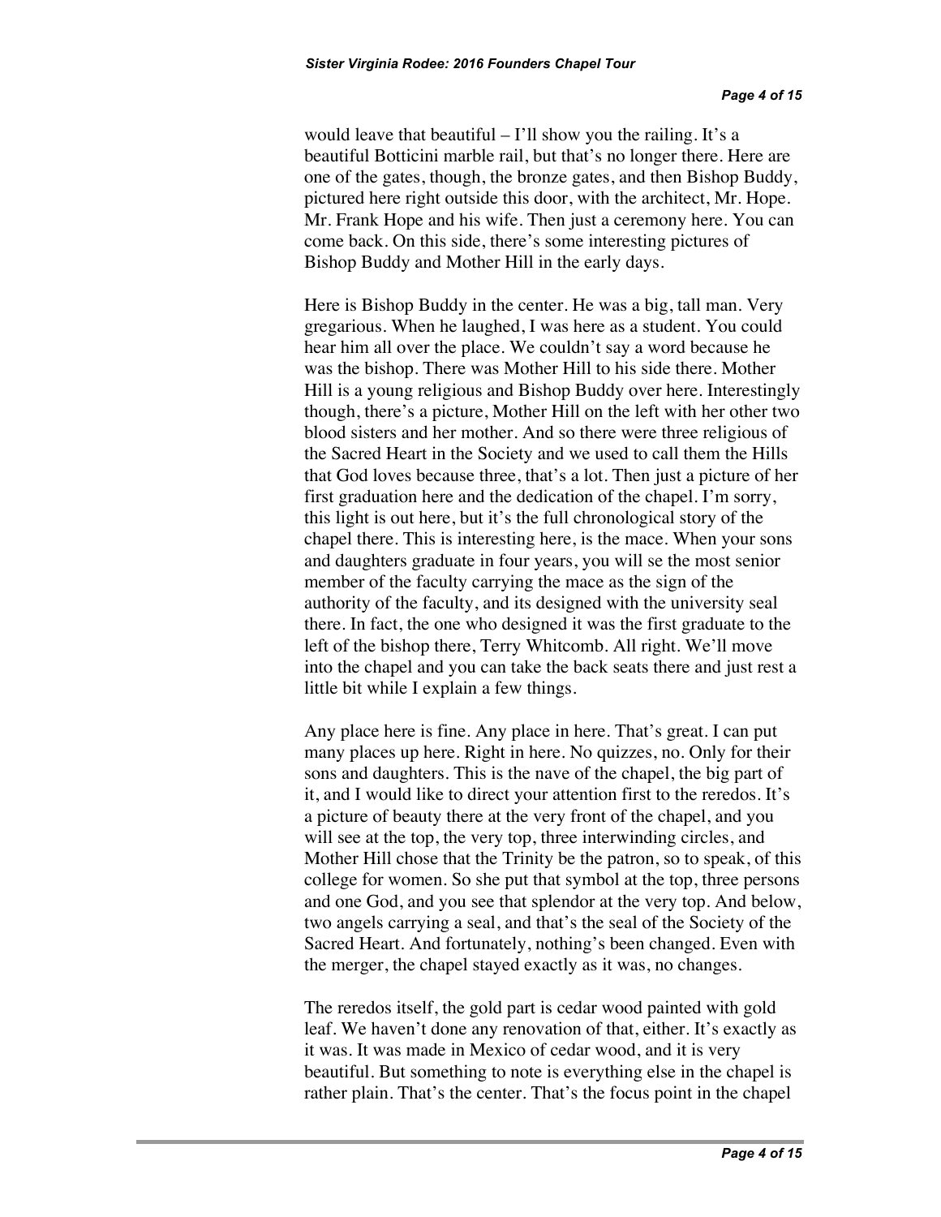would leave that beautiful – I'll show you the railing. It's a beautiful Botticini marble rail, but that's no longer there. Here are one of the gates, though, the bronze gates, and then Bishop Buddy, pictured here right outside this door, with the architect, Mr. Hope. Mr. Frank Hope and his wife. Then just a ceremony here. You can come back. On this side, there's some interesting pictures of Bishop Buddy and Mother Hill in the early days.

Here is Bishop Buddy in the center. He was a big, tall man. Very gregarious. When he laughed, I was here as a student. You could hear him all over the place. We couldn't say a word because he was the bishop. There was Mother Hill to his side there. Mother Hill is a young religious and Bishop Buddy over here. Interestingly though, there's a picture, Mother Hill on the left with her other two blood sisters and her mother. And so there were three religious of the Sacred Heart in the Society and we used to call them the Hills that God loves because three, that's a lot. Then just a picture of her first graduation here and the dedication of the chapel. I'm sorry, this light is out here, but it's the full chronological story of the chapel there. This is interesting here, is the mace. When your sons and daughters graduate in four years, you will se the most senior member of the faculty carrying the mace as the sign of the authority of the faculty, and its designed with the university seal there. In fact, the one who designed it was the first graduate to the left of the bishop there, Terry Whitcomb. All right. We'll move into the chapel and you can take the back seats there and just rest a little bit while I explain a few things.

Any place here is fine. Any place in here. That's great. I can put many places up here. Right in here. No quizzes, no. Only for their sons and daughters. This is the nave of the chapel, the big part of it, and I would like to direct your attention first to the reredos. It's a picture of beauty there at the very front of the chapel, and you will see at the top, the very top, three interwinding circles, and Mother Hill chose that the Trinity be the patron, so to speak, of this college for women. So she put that symbol at the top, three persons and one God, and you see that splendor at the very top. And below, two angels carrying a seal, and that's the seal of the Society of the Sacred Heart. And fortunately, nothing's been changed. Even with the merger, the chapel stayed exactly as it was, no changes.

The reredos itself, the gold part is cedar wood painted with gold leaf. We haven't done any renovation of that, either. It's exactly as it was. It was made in Mexico of cedar wood, and it is very beautiful. But something to note is everything else in the chapel is rather plain. That's the center. That's the focus point in the chapel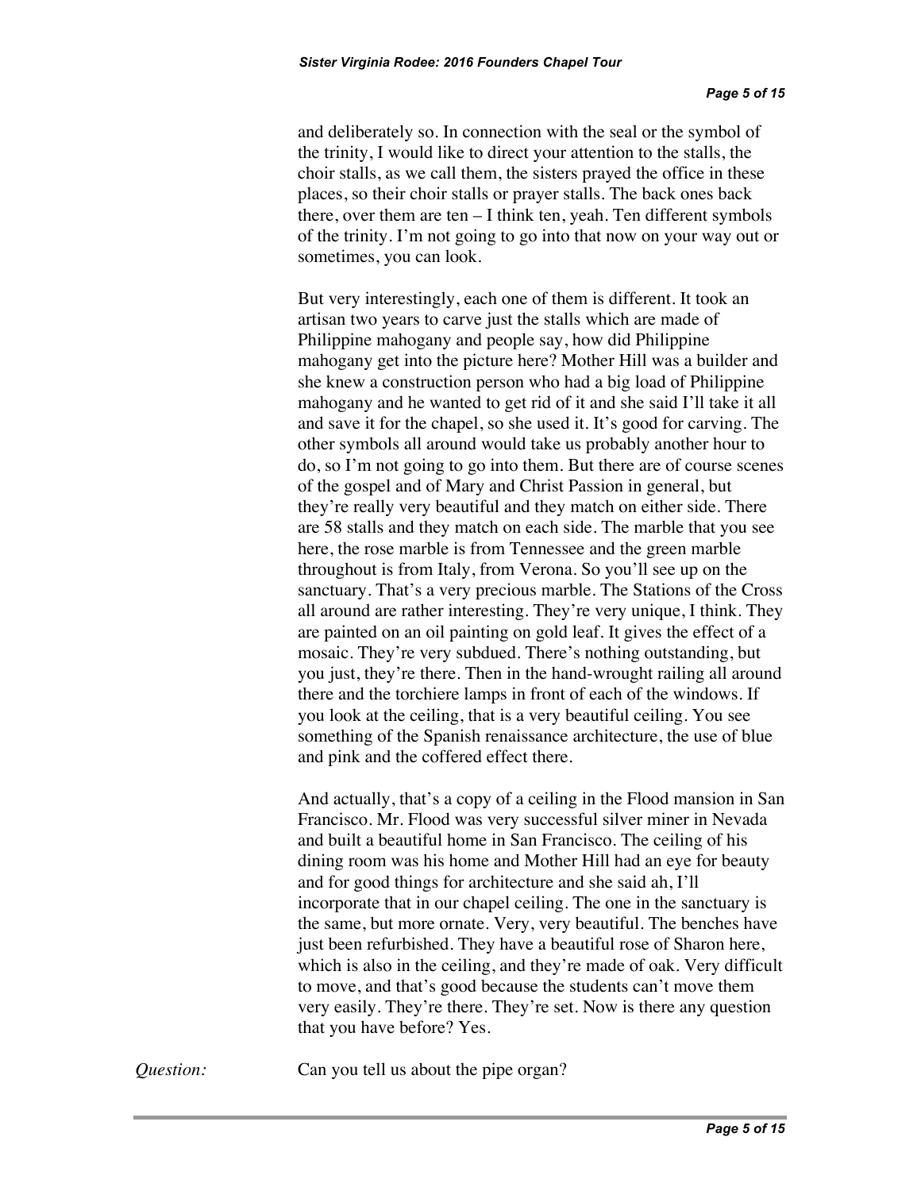and deliberately so. In connection with the seal or the symbol of the trinity, I would like to direct your attention to the stalls, the choir stalls, as we call them, the sisters prayed the office in these places, so their choir stalls or prayer stalls. The back ones back there, over them are ten – I think ten, yeah. Ten different symbols of the trinity. I'm not going to go into that now on your way out or sometimes, you can look.

But very interestingly, each one of them is different. It took an artisan two years to carve just the stalls which are made of Philippine mahogany and people say, how did Philippine mahogany get into the picture here? Mother Hill was a builder and she knew a construction person who had a big load of Philippine mahogany and he wanted to get rid of it and she said I'll take it all and save it for the chapel, so she used it. It's good for carving. The other symbols all around would take us probably another hour to do, so I'm not going to go into them. But there are of course scenes of the gospel and of Mary and Christ Passion in general, but they're really very beautiful and they match on either side. There are 58 stalls and they match on each side. The marble that you see here, the rose marble is from Tennessee and the green marble throughout is from Italy, from Verona. So you'll see up on the sanctuary. That's a very precious marble. The Stations of the Cross all around are rather interesting. They're very unique, I think. They are painted on an oil painting on gold leaf. It gives the effect of a mosaic. They're very subdued. There's nothing outstanding, but you just, they're there. Then in the hand-wrought railing all around there and the torchiere lamps in front of each of the windows. If you look at the ceiling, that is a very beautiful ceiling. You see something of the Spanish renaissance architecture, the use of blue and pink and the coffered effect there.

And actually, that's a copy of a ceiling in the Flood mansion in San Francisco. Mr. Flood was very successful silver miner in Nevada and built a beautiful home in San Francisco. The ceiling of his dining room was his home and Mother Hill had an eye for beauty and for good things for architecture and she said ah, I'll incorporate that in our chapel ceiling. The one in the sanctuary is the same, but more ornate. Very, very beautiful. The benches have just been refurbished. They have a beautiful rose of Sharon here, which is also in the ceiling, and they're made of oak. Very difficult to move, and that's good because the students can't move them very easily. They're there. They're set. Now is there any question that you have before? Yes.

*Question:* Can you tell us about the pipe organ?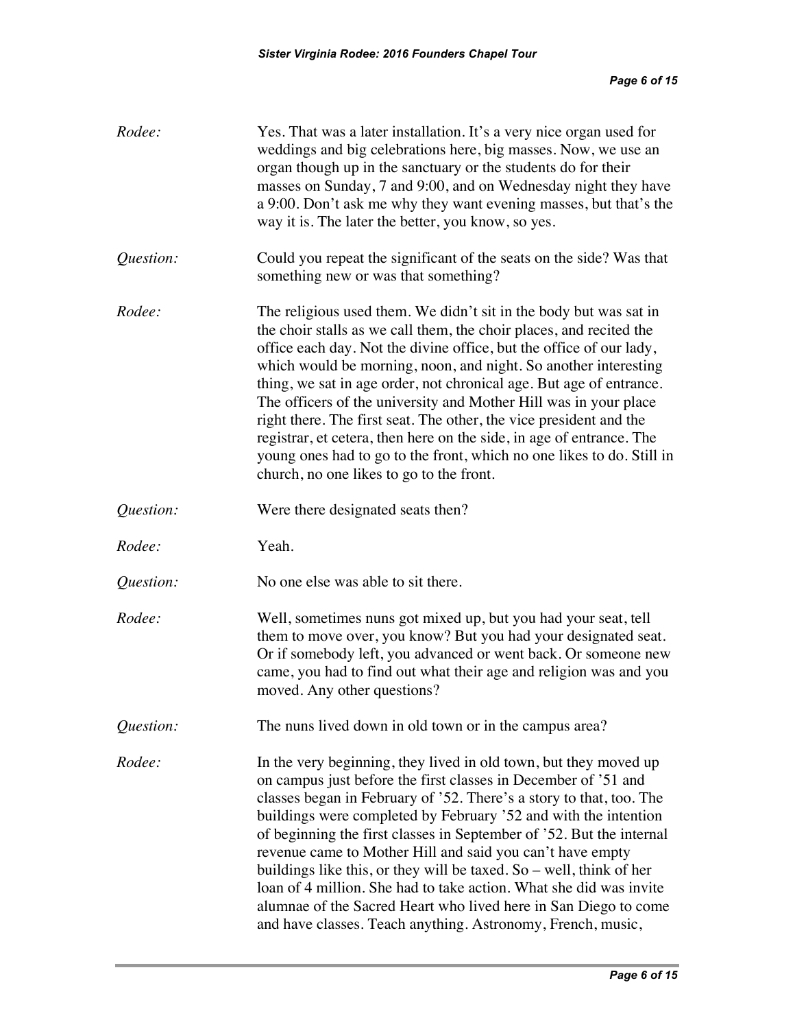*Rodee:* Yes. That was a later installation. It's a very nice organ used for weddings and big celebrations here, big masses. Now, we use an organ though up in the sanctuary or the students do for their masses on Sunday, 7 and 9:00, and on Wednesday night they have a 9:00. Don't ask me why they want evening masses, but that's the way it is. The later the better, you know, so yes.

*Question:* Could you repeat the significant of the seats on the side? Was that something new or was that something?

*Rodee:* The religious used them. We didn't sit in the body but was sat in the choir stalls as we call them, the choir places, and recited the office each day. Not the divine office, but the office of our lady, which would be morning, noon, and night. So another interesting thing, we sat in age order, not chronical age. But age of entrance. The officers of the university and Mother Hill was in your place right there. The first seat. The other, the vice president and the registrar, et cetera, then here on the side, in age of entrance. The young ones had to go to the front, which no one likes to do. Still in church, no one likes to go to the front.

*Question:* Were there designated seats then?

*Rodee:* Yeah.

*Question:* No one else was able to sit there.

*Rodee:* Well, sometimes nuns got mixed up, but you had your seat, tell them to move over, you know? But you had your designated seat. Or if somebody left, you advanced or went back. Or someone new came, you had to find out what their age and religion was and you moved. Any other questions?

*Question:* The nuns lived down in old town or in the campus area?

*Rodee:* In the very beginning, they lived in old town, but they moved up on campus just before the first classes in December of '51 and classes began in February of '52. There's a story to that, too. The buildings were completed by February '52 and with the intention of beginning the first classes in September of '52. But the internal revenue came to Mother Hill and said you can't have empty buildings like this, or they will be taxed. So – well, think of her loan of 4 million. She had to take action. What she did was invite alumnae of the Sacred Heart who lived here in San Diego to come and have classes. Teach anything. Astronomy, French, music,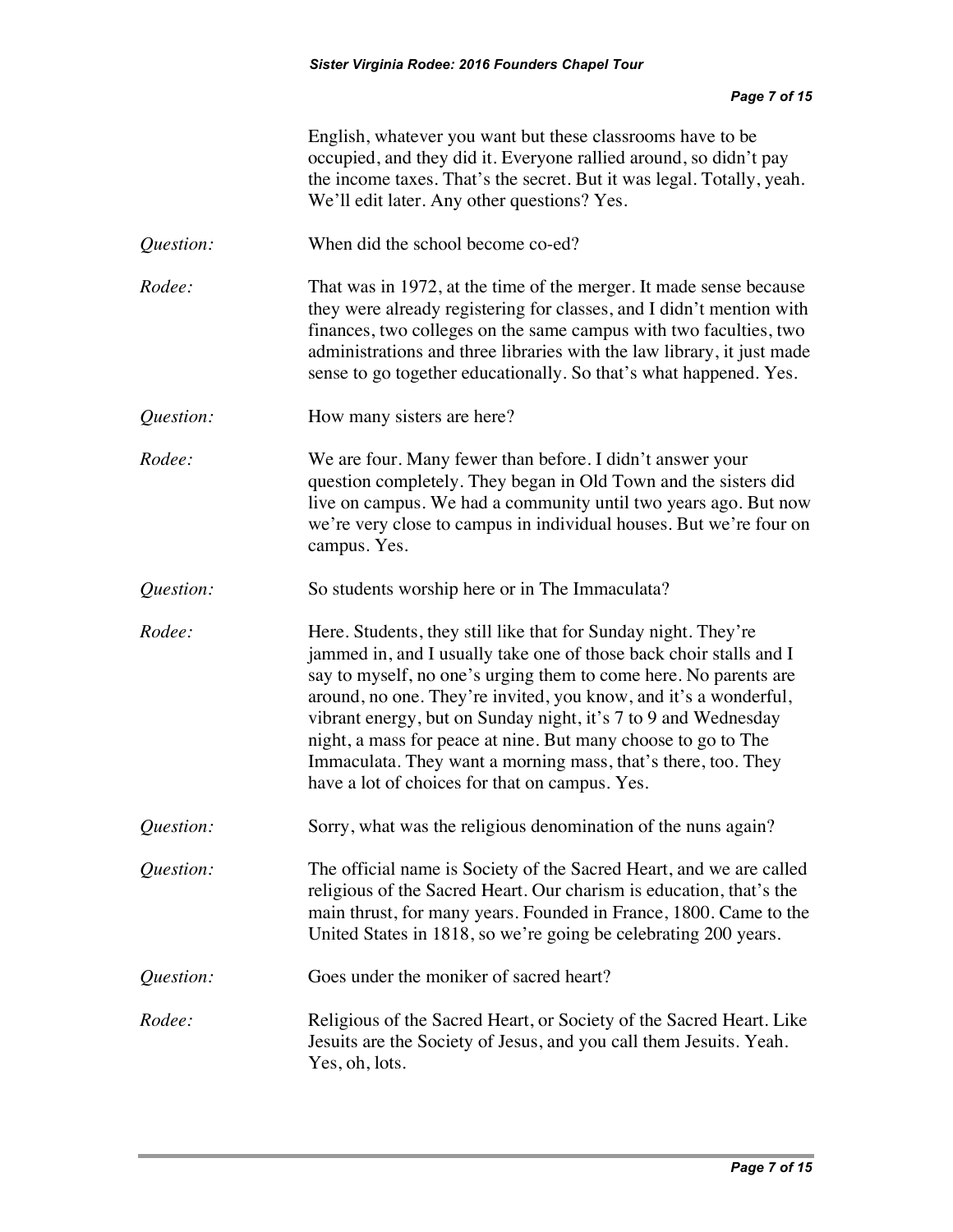English, whatever you want but these classrooms have to be occupied, and they did it. Everyone rallied around, so didn't pay the income taxes. That's the secret. But it was legal. Totally, yeah. We'll edit later. Any other questions? Yes.

*Question:* When did the school become co-ed?

*Rodee:* That was in 1972, at the time of the merger. It made sense because they were already registering for classes, and I didn't mention with finances, two colleges on the same campus with two faculties, two administrations and three libraries with the law library, it just made sense to go together educationally. So that's what happened. Yes.

*Question:* How many sisters are here?

*Rodee:* We are four. Many fewer than before. I didn't answer your question completely. They began in Old Town and the sisters did live on campus. We had a community until two years ago. But now we're very close to campus in individual houses. But we're four on campus. Yes.

*Question:* So students worship here or in The Immaculata?

*Rodee:* Here. Students, they still like that for Sunday night. They're jammed in, and I usually take one of those back choir stalls and I say to myself, no one's urging them to come here. No parents are around, no one. They're invited, you know, and it's a wonderful, vibrant energy, but on Sunday night, it's 7 to 9 and Wednesday night, a mass for peace at nine. But many choose to go to The Immaculata. They want a morning mass, that's there, too. They have a lot of choices for that on campus. Yes.

*Question:* Sorry, what was the religious denomination of the nuns again?

*Question:* The official name is Society of the Sacred Heart, and we are called religious of the Sacred Heart. Our charism is education, that's the main thrust, for many years. Founded in France, 1800. Came to the United States in 1818, so we're going be celebrating 200 years.

*Question:* Goes under the moniker of sacred heart?

*Rodee:* Religious of the Sacred Heart, or Society of the Sacred Heart. Like Jesuits are the Society of Jesus, and you call them Jesuits. Yeah. Yes, oh, lots.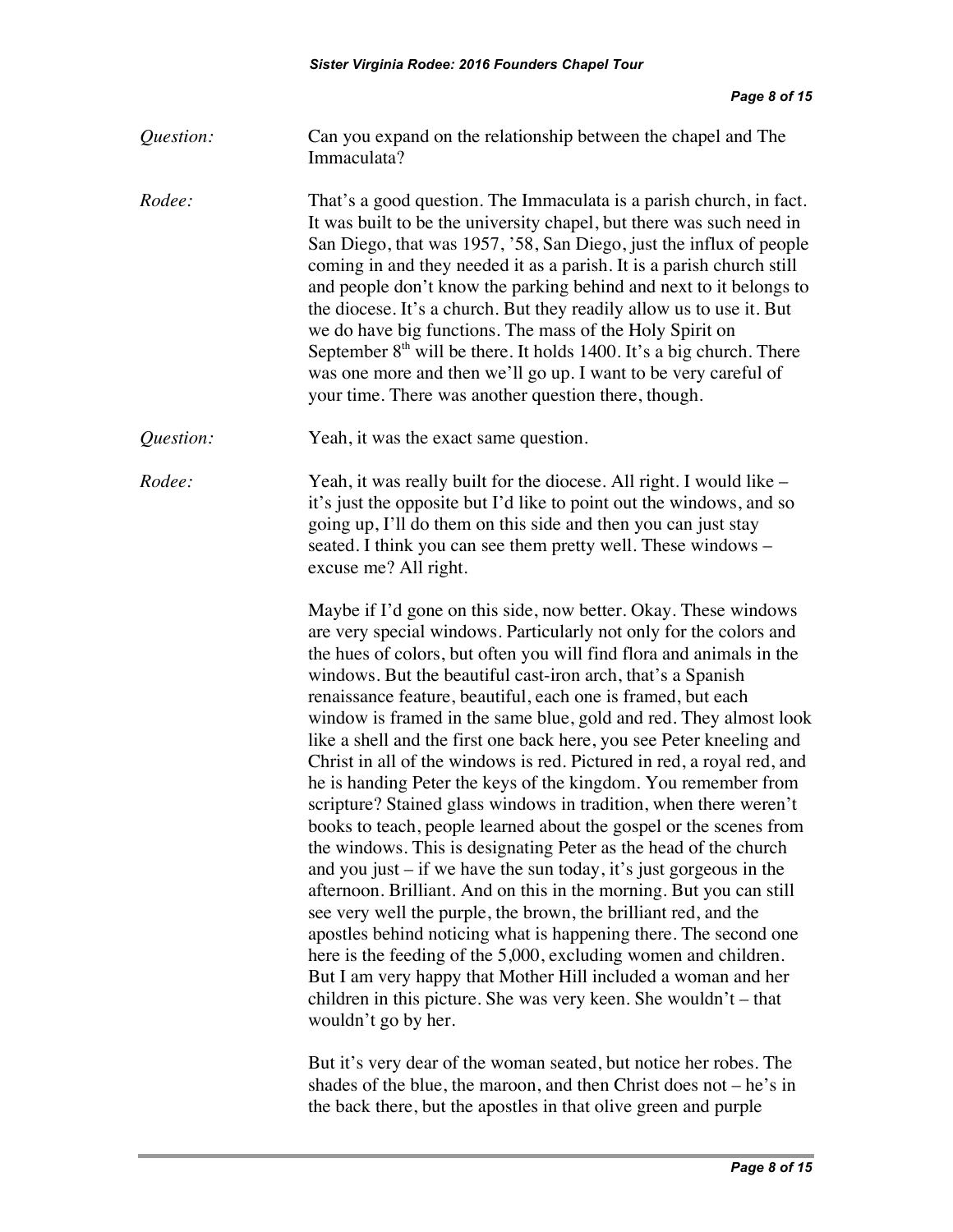*Question:* Can you expand on the relationship between the chapel and The Immaculata?

*Rodee:* That's a good question. The Immaculata is a parish church, in fact. It was built to be the university chapel, but there was such need in San Diego, that was 1957, '58, San Diego, just the influx of people coming in and they needed it as a parish. It is a parish church still and people don't know the parking behind and next to it belongs to the diocese. It's a church. But they readily allow us to use it. But we do have big functions. The mass of the Holy Spirit on September 8th will be there. It holds 1400. It's a big church. There was one more and then we'll go up. I want to be very careful of your time. There was another question there, though.

*Question:* Yeah, it was the exact same question.

*Rodee:* Yeah, it was really built for the diocese. All right. I would like – it's just the opposite but I'd like to point out the windows, and so going up, I'll do them on this side and then you can just stay seated. I think you can see them pretty well. These windows – excuse me? All right.

Maybe if I'd gone on this side, now better. Okay. These windows are very special windows. Particularly not only for the colors and the hues of colors, but often you will find flora and animals in the windows. But the beautiful cast-iron arch, that's a Spanish renaissance feature, beautiful, each one is framed, but each window is framed in the same blue, gold and red. They almost look like a shell and the first one back here, you see Peter kneeling and Christ in all of the windows is red. Pictured in red, a royal red, and he is handing Peter the keys of the kingdom. You remember from scripture? Stained glass windows in tradition, when there weren't books to teach, people learned about the gospel or the scenes from the windows. This is designating Peter as the head of the church and you just – if we have the sun today, it's just gorgeous in the afternoon. Brilliant. And on this in the morning. But you can still see very well the purple, the brown, the brilliant red, and the apostles behind noticing what is happening there. The second one here is the feeding of the 5,000, excluding women and children. But I am very happy that Mother Hill included a woman and her children in this picture. She was very keen. She wouldn't – that wouldn't go by her.

But it's very dear of the woman seated, but notice her robes. The shades of the blue, the maroon, and then Christ does not – he's in the back there, but the apostles in that olive green and purple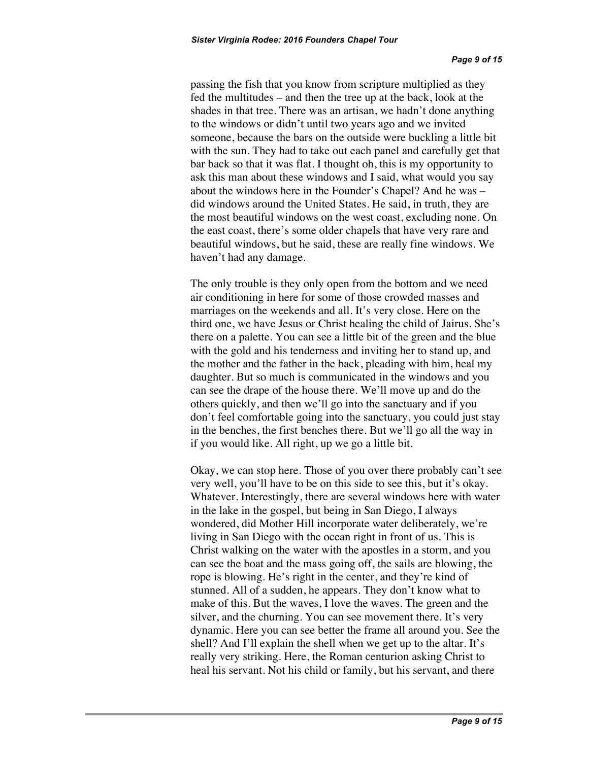passing the fish that you know from scripture multiplied as they fed the multitudes – and then the tree up at the back, look at the shades in that tree. There was an artisan, we hadn't done anything to the windows or didn't until two years ago and we invited someone, because the bars on the outside were buckling a little bit with the sun. They had to take out each panel and carefully get that bar back so that it was flat. I thought oh, this is my opportunity to ask this man about these windows and I said, what would you say about the windows here in the Founder's Chapel? And he was – did windows around the United States. He said, in truth, they are the most beautiful windows on the west coast, excluding none. On the east coast, there's some older chapels that have very rare and beautiful windows, but he said, these are really fine windows. We haven't had any damage.

The only trouble is they only open from the bottom and we need air conditioning in here for some of those crowded masses and marriages on the weekends and all. It's very close. Here on the third one, we have Jesus or Christ healing the child of Jairus. She's there on a palette. You can see a little bit of the green and the blue with the gold and his tenderness and inviting her to stand up, and the mother and the father in the back, pleading with him, heal my daughter. But so much is communicated in the windows and you can see the drape of the house there. We'll move up and do the others quickly, and then we'll go into the sanctuary and if you don't feel comfortable going into the sanctuary, you could just stay in the benches, the first benches there. But we'll go all the way in if you would like. All right, up we go a little bit.

Okay, we can stop here. Those of you over there probably can't see very well, you'll have to be on this side to see this, but it's okay. Whatever. Interestingly, there are several windows here with water in the lake in the gospel, but being in San Diego, I always wondered, did Mother Hill incorporate water deliberately, we're living in San Diego with the ocean right in front of us. This is Christ walking on the water with the apostles in a storm, and you can see the boat and the mass going off, the sails are blowing, the rope is blowing. He's right in the center, and they're kind of stunned. All of a sudden, he appears. They don't know what to make of this. But the waves, I love the waves. The green and the silver, and the churning. You can see movement there. It's very dynamic. Here you can see better the frame all around you. See the shell? And I'll explain the shell when we get up to the altar. It's really very striking. Here, the Roman centurion asking Christ to heal his servant. Not his child or family, but his servant, and there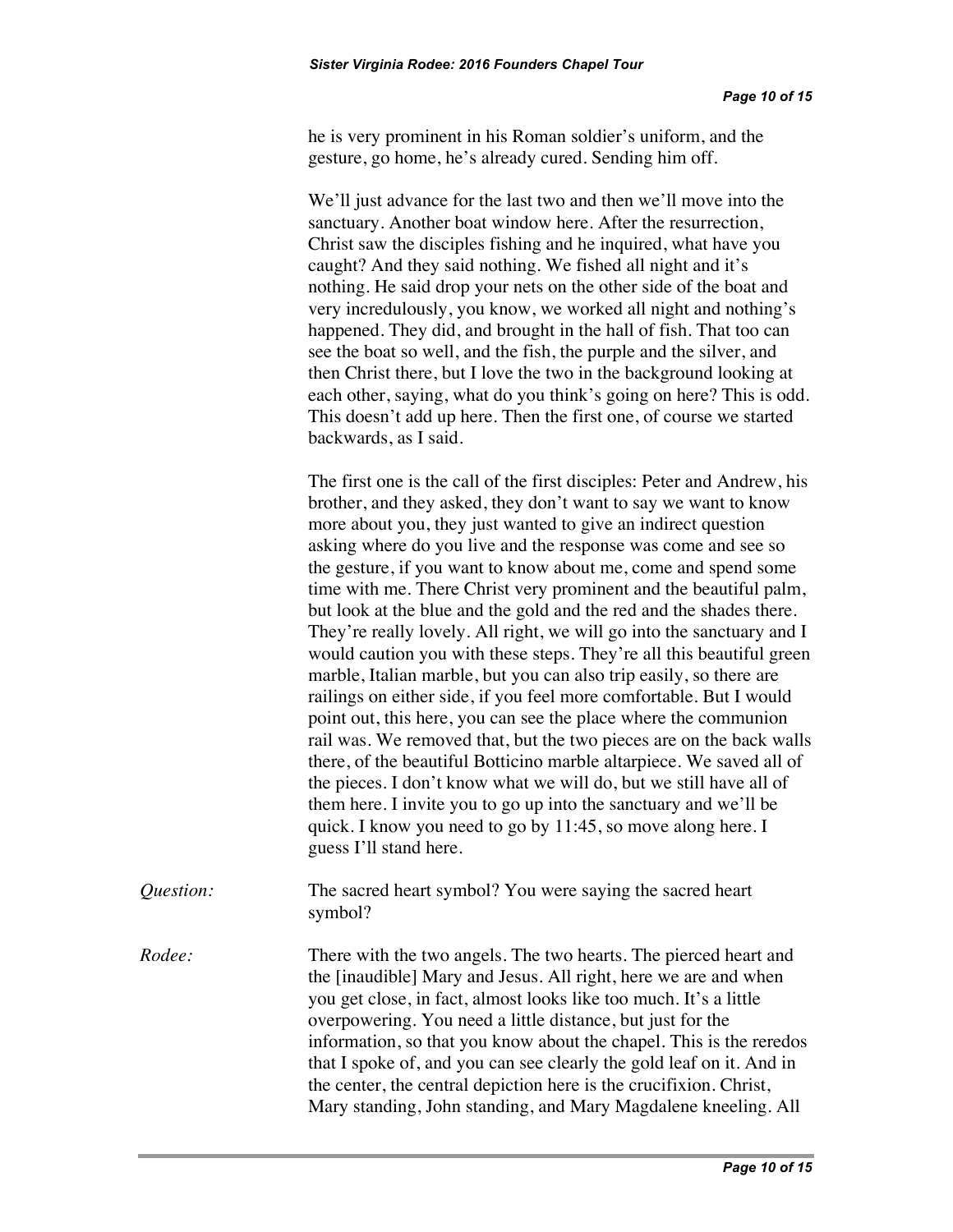he is very prominent in his Roman soldier's uniform, and the gesture, go home, he's already cured. Sending him off.

We'll just advance for the last two and then we'll move into the sanctuary. Another boat window here. After the resurrection, Christ saw the disciples fishing and he inquired, what have you caught? And they said nothing. We fished all night and it's nothing. He said drop your nets on the other side of the boat and very incredulously, you know, we worked all night and nothing's happened. They did, and brought in the hall of fish. That too can see the boat so well, and the fish, the purple and the silver, and then Christ there, but I love the two in the background looking at each other, saying, what do you think's going on here? This is odd. This doesn't add up here. Then the first one, of course we started backwards, as I said.

The first one is the call of the first disciples: Peter and Andrew, his brother, and they asked, they don't want to say we want to know more about you, they just wanted to give an indirect question asking where do you live and the response was come and see so the gesture, if you want to know about me, come and spend some time with me. There Christ very prominent and the beautiful palm, but look at the blue and the gold and the red and the shades there. They're really lovely. All right, we will go into the sanctuary and I would caution you with these steps. They're all this beautiful green marble, Italian marble, but you can also trip easily, so there are railings on either side, if you feel more comfortable. But I would point out, this here, you can see the place where the communion rail was. We removed that, but the two pieces are on the back walls there, of the beautiful Botticino marble altarpiece. We saved all of the pieces. I don't know what we will do, but we still have all of them here. I invite you to go up into the sanctuary and we'll be quick. I know you need to go by 11:45, so move along here. I guess I'll stand here.

*Question:* The sacred heart symbol? You were saying the sacred heart symbol?

*Rodee:* There with the two angels. The two hearts. The pierced heart and the [inaudible] Mary and Jesus. All right, here we are and when you get close, in fact, almost looks like too much. It's a little overpowering. You need a little distance, but just for the information, so that you know about the chapel. This is the reredos that I spoke of, and you can see clearly the gold leaf on it. And in the center, the central depiction here is the crucifixion. Christ, Mary standing, John standing, and Mary Magdalene kneeling. All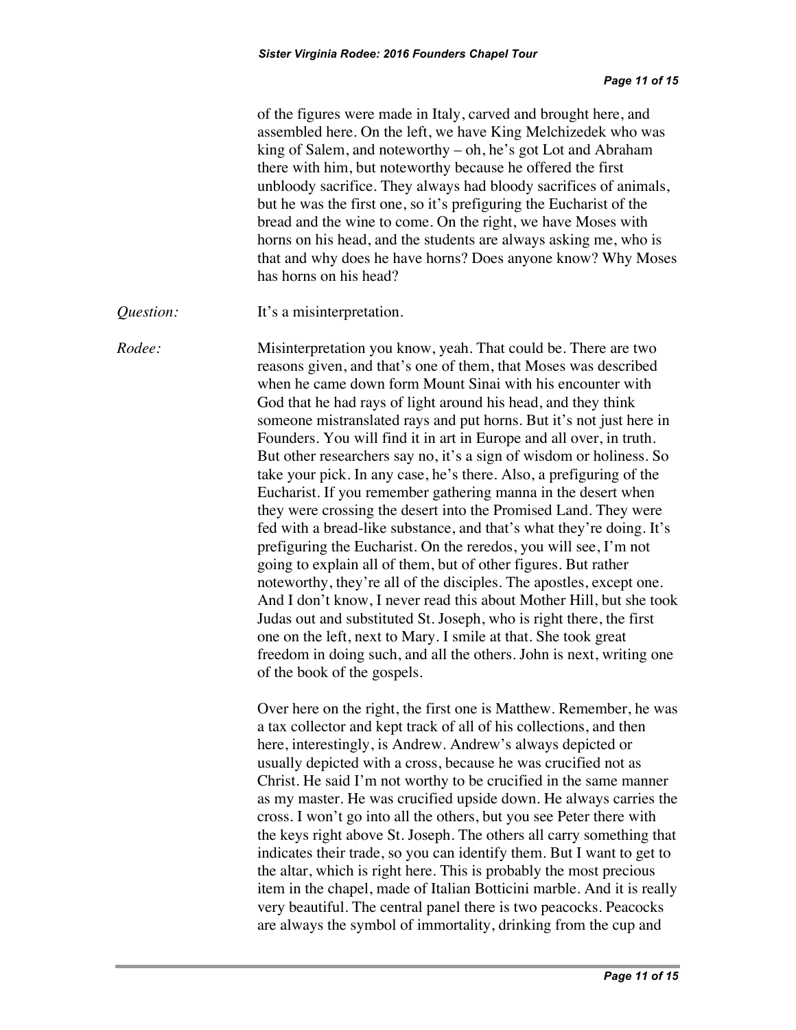of the figures were made in Italy, carved and brought here, and assembled here. On the left, we have King Melchizedek who was king of Salem, and noteworthy – oh, he's got Lot and Abraham there with him, but noteworthy because he offered the first unbloody sacrifice. They always had bloody sacrifices of animals, but he was the first one, so it's prefiguring the Eucharist of the bread and the wine to come. On the right, we have Moses with horns on his head, and the students are always asking me, who is that and why does he have horns? Does anyone know? Why Moses has horns on his head?

*Question:* It's a misinterpretation.

*Rodee:* Misinterpretation you know, yeah. That could be. There are two reasons given, and that's one of them, that Moses was described when he came down form Mount Sinai with his encounter with God that he had rays of light around his head, and they think someone mistranslated rays and put horns. But it's not just here in Founders. You will find it in art in Europe and all over, in truth. But other researchers say no, it's a sign of wisdom or holiness. So take your pick. In any case, he's there. Also, a prefiguring of the Eucharist. If you remember gathering manna in the desert when they were crossing the desert into the Promised Land. They were fed with a bread-like substance, and that's what they're doing. It's prefiguring the Eucharist. On the reredos, you will see, I'm not going to explain all of them, but of other figures. But rather noteworthy, they're all of the disciples. The apostles, except one. And I don't know, I never read this about Mother Hill, but she took Judas out and substituted St. Joseph, who is right there, the first one on the left, next to Mary. I smile at that. She took great freedom in doing such, and all the others. John is next, writing one of the book of the gospels.

Over here on the right, the first one is Matthew. Remember, he was a tax collector and kept track of all of his collections, and then here, interestingly, is Andrew. Andrew's always depicted or usually depicted with a cross, because he was crucified not as Christ. He said I'm not worthy to be crucified in the same manner as my master. He was crucified upside down. He always carries the cross. I won't go into all the others, but you see Peter there with the keys right above St. Joseph. The others all carry something that indicates their trade, so you can identify them. But I want to get to the altar, which is right here. This is probably the most precious item in the chapel, made of Italian Botticini marble. And it is really very beautiful. The central panel there is two peacocks. Peacocks are always the symbol of immortality, drinking from the cup and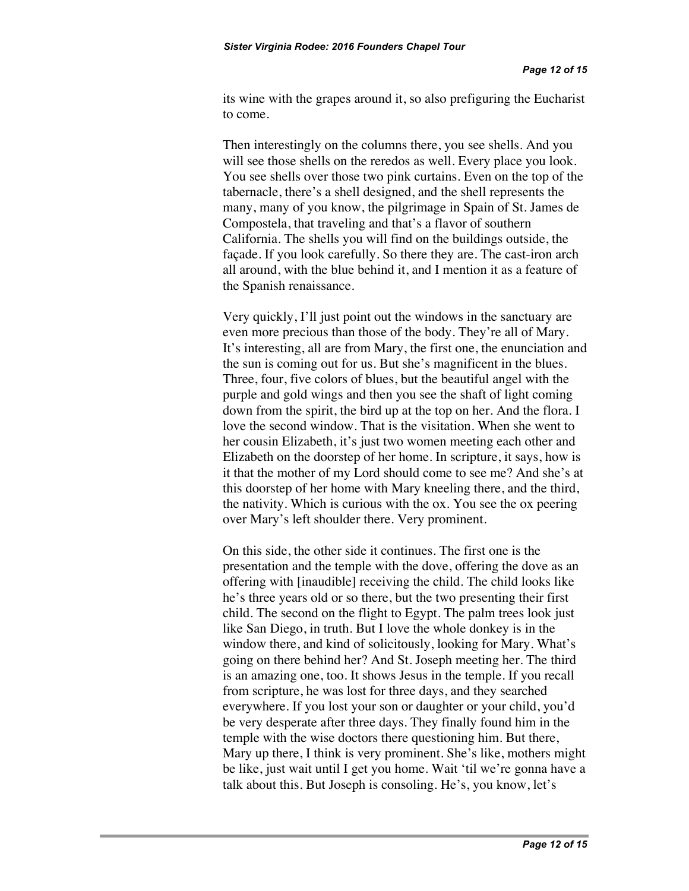its wine with the grapes around it, so also prefiguring the Eucharist to come.

Then interestingly on the columns there, you see shells. And you will see those shells on the reredos as well. Every place you look. You see shells over those two pink curtains. Even on the top of the tabernacle, there's a shell designed, and the shell represents the many, many of you know, the pilgrimage in Spain of St. James de Compostela, that traveling and that's a flavor of southern California. The shells you will find on the buildings outside, the façade. If you look carefully. So there they are. The cast-iron arch all around, with the blue behind it, and I mention it as a feature of the Spanish renaissance.

Very quickly, I'll just point out the windows in the sanctuary are even more precious than those of the body. They're all of Mary. It's interesting, all are from Mary, the first one, the enunciation and the sun is coming out for us. But she's magnificent in the blues. Three, four, five colors of blues, but the beautiful angel with the purple and gold wings and then you see the shaft of light coming down from the spirit, the bird up at the top on her. And the flora. I love the second window. That is the visitation. When she went to her cousin Elizabeth, it's just two women meeting each other and Elizabeth on the doorstep of her home. In scripture, it says, how is it that the mother of my Lord should come to see me? And she's at this doorstep of her home with Mary kneeling there, and the third, the nativity. Which is curious with the ox. You see the ox peering over Mary's left shoulder there. Very prominent.

On this side, the other side it continues. The first one is the presentation and the temple with the dove, offering the dove as an offering with [inaudible] receiving the child. The child looks like he's three years old or so there, but the two presenting their first child. The second on the flight to Egypt. The palm trees look just like San Diego, in truth. But I love the whole donkey is in the window there, and kind of solicitously, looking for Mary. What's going on there behind her? And St. Joseph meeting her. The third is an amazing one, too. It shows Jesus in the temple. If you recall from scripture, he was lost for three days, and they searched everywhere. If you lost your son or daughter or your child, you'd be very desperate after three days. They finally found him in the temple with the wise doctors there questioning him. But there, Mary up there, I think is very prominent. She's like, mothers might be like, just wait until I get you home. Wait 'til we're gonna have a talk about this. But Joseph is consoling. He's, you know, let's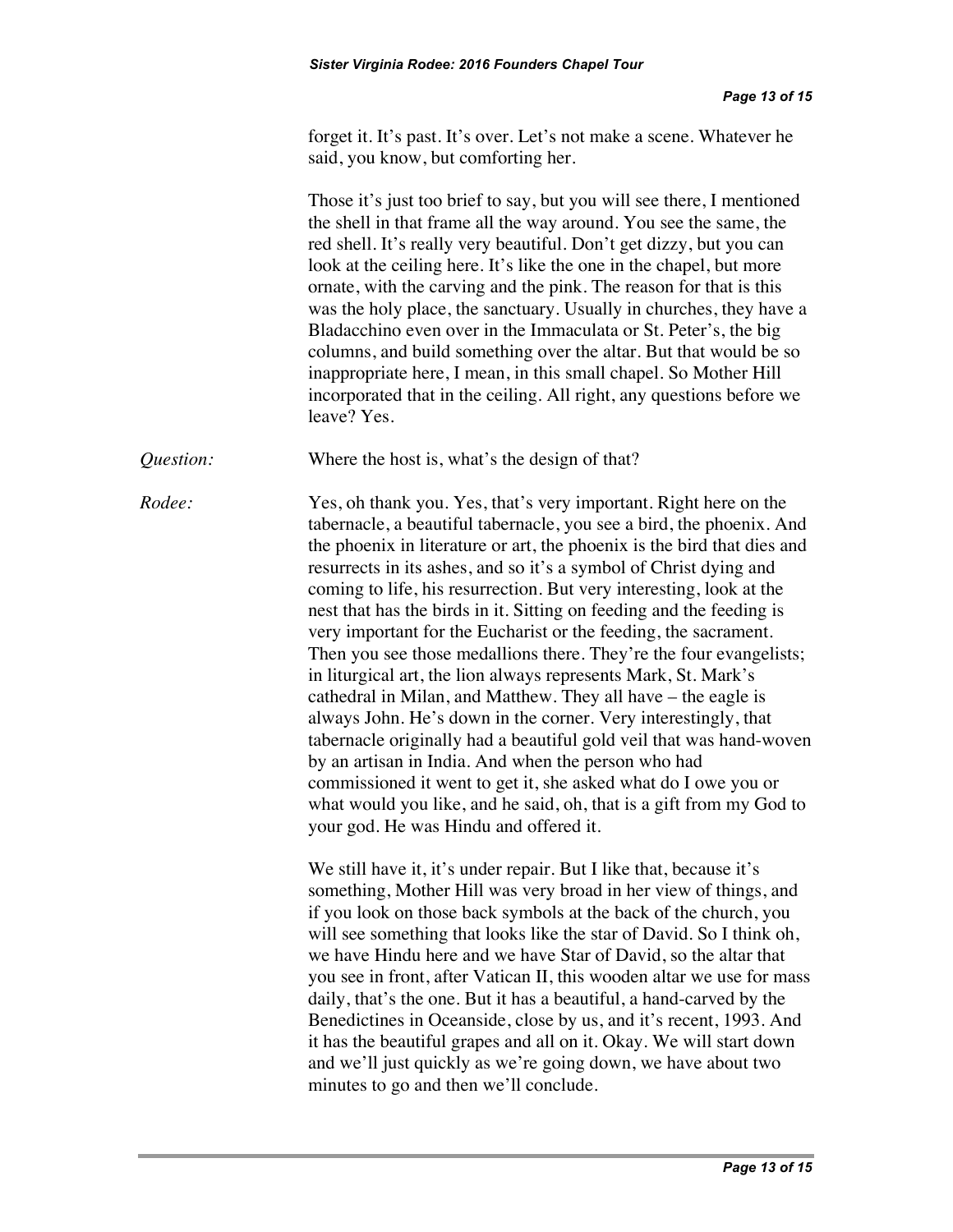forget it. It's past. It's over. Let's not make a scene. Whatever he said, you know, but comforting her.

Those it's just too brief to say, but you will see there, I mentioned the shell in that frame all the way around. You see the same, the red shell. It's really very beautiful. Don't get dizzy, but you can look at the ceiling here. It's like the one in the chapel, but more ornate, with the carving and the pink. The reason for that is this was the holy place, the sanctuary. Usually in churches, they have a Bladacchino even over in the Immaculata or St. Peter's, the big columns, and build something over the altar. But that would be so inappropriate here, I mean, in this small chapel. So Mother Hill incorporated that in the ceiling. All right, any questions before we leave? Yes.

*Question:* Where the host is, what's the design of that?

*Rodee:* Yes, oh thank you. Yes, that's very important. Right here on the tabernacle, a beautiful tabernacle, you see a bird, the phoenix. And the phoenix in literature or art, the phoenix is the bird that dies and resurrects in its ashes, and so it's a symbol of Christ dying and coming to life, his resurrection. But very interesting, look at the nest that has the birds in it. Sitting on feeding and the feeding is very important for the Eucharist or the feeding, the sacrament. Then you see those medallions there. They're the four evangelists; in liturgical art, the lion always represents Mark, St. Mark's cathedral in Milan, and Matthew. They all have – the eagle is always John. He's down in the corner. Very interestingly, that tabernacle originally had a beautiful gold veil that was hand-woven by an artisan in India. And when the person who had commissioned it went to get it, she asked what do I owe you or what would you like, and he said, oh, that is a gift from my God to your god. He was Hindu and offered it.

We still have it, it's under repair. But I like that, because it's something, Mother Hill was very broad in her view of things, and if you look on those back symbols at the back of the church, you will see something that looks like the star of David. So I think oh, we have Hindu here and we have Star of David, so the altar that you see in front, after Vatican II, this wooden altar we use for mass daily, that's the one. But it has a beautiful, a hand-carved by the Benedictines in Oceanside, close by us, and it's recent, 1993. And it has the beautiful grapes and all on it. Okay. We will start down and we'll just quickly as we're going down, we have about two minutes to go and then we'll conclude.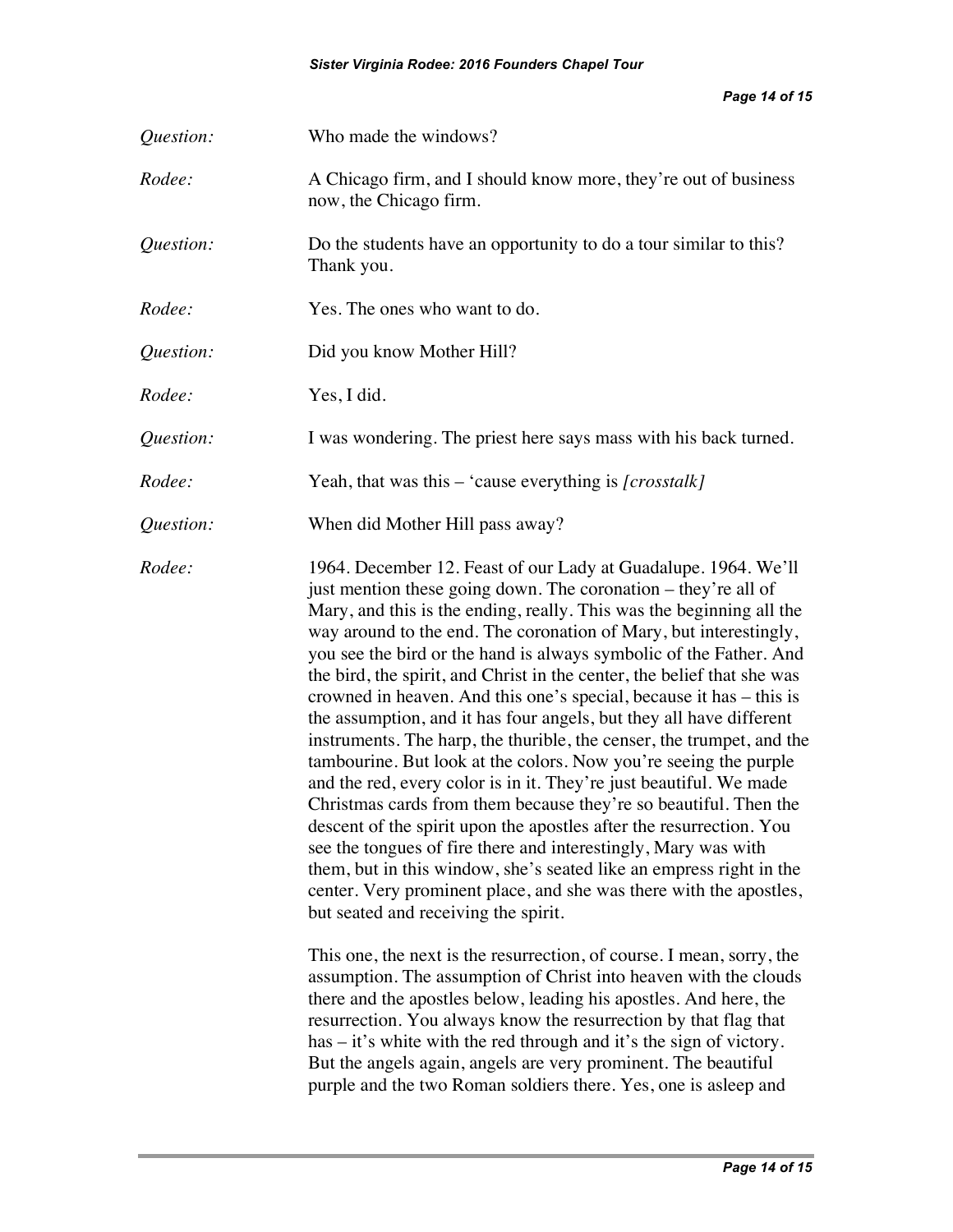*Question:* Who made the windows?

*Rodee:* A Chicago firm, and I should know more, they're out of business now, the Chicago firm.

*Question:* Do the students have an opportunity to do a tour similar to this? Thank you.

*Rodee:* Yes. The ones who want to do.

*Question:* Did you know Mother Hill?

*Rodee:* Yes, I did.

*Question:* I was wondering. The priest here says mass with his back turned.

*Rodee:* Yeah, that was this – 'cause everything is *[crosstalk]*

*Question:* When did Mother Hill pass away?

*Rodee:* 1964. December 12. Feast of our Lady at Guadalupe. 1964. We'll just mention these going down. The coronation – they're all of Mary, and this is the ending, really. This was the beginning all the way around to the end. The coronation of Mary, but interestingly, you see the bird or the hand is always symbolic of the Father. And the bird, the spirit, and Christ in the center, the belief that she was crowned in heaven. And this one's special, because it has – this is the assumption, and it has four angels, but they all have different instruments. The harp, the thurible, the censer, the trumpet, and the tambourine. But look at the colors. Now you're seeing the purple and the red, every color is in it. They're just beautiful. We made Christmas cards from them because they're so beautiful. Then the descent of the spirit upon the apostles after the resurrection. You see the tongues of fire there and interestingly, Mary was with them, but in this window, she's seated like an empress right in the center. Very prominent place, and she was there with the apostles, but seated and receiving the spirit.

This one, the next is the resurrection, of course. I mean, sorry, the assumption. The assumption of Christ into heaven with the clouds there and the apostles below, leading his apostles. And here, the resurrection. You always know the resurrection by that flag that has – it's white with the red through and it's the sign of victory. But the angels again, angels are very prominent. The beautiful purple and the two Roman soldiers there. Yes, one is asleep and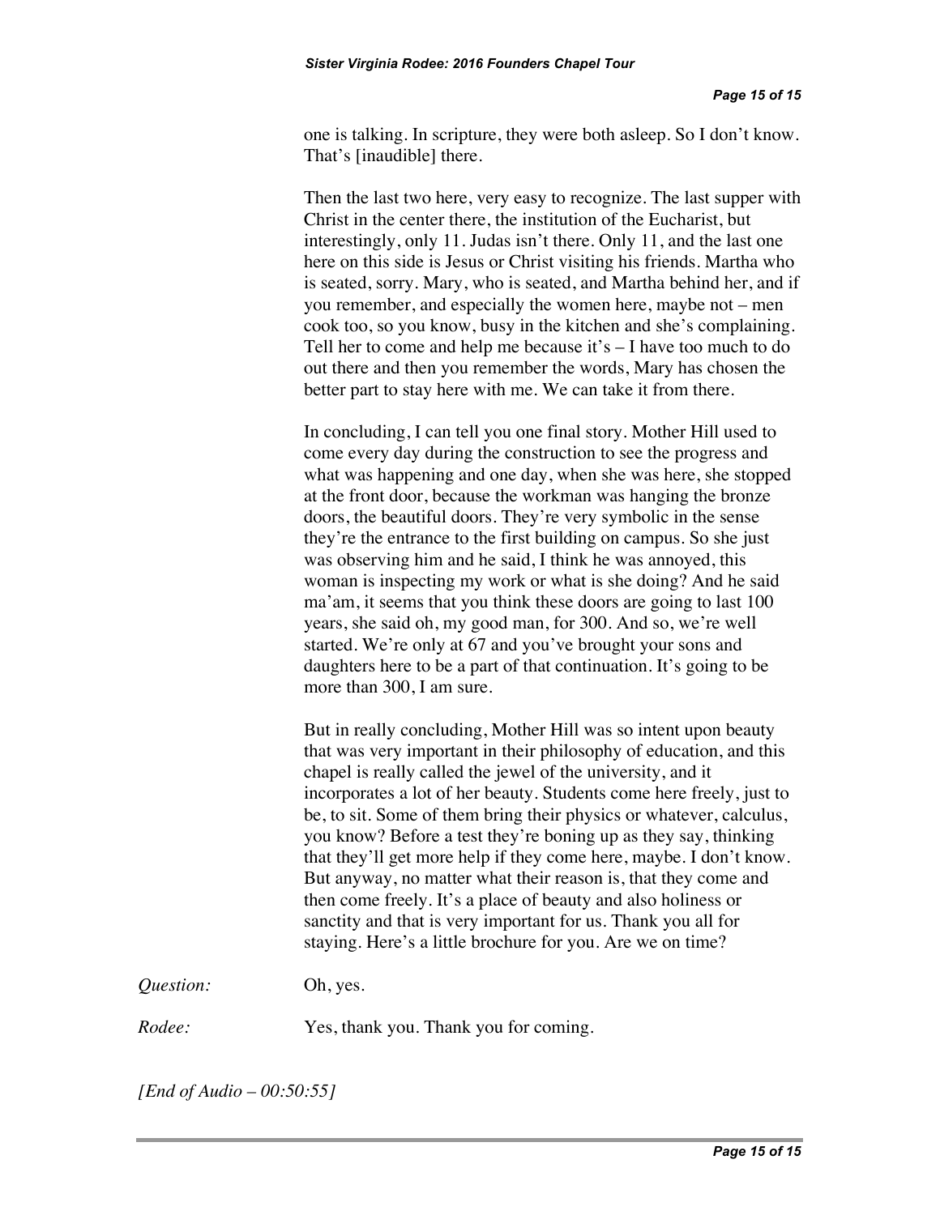one is talking. In scripture, they were both asleep. So I don't know. That's [inaudible] there.

Then the last two here, very easy to recognize. The last supper with Christ in the center there, the institution of the Eucharist, but interestingly, only 11. Judas isn't there. Only 11, and the last one here on this side is Jesus or Christ visiting his friends. Martha who is seated, sorry. Mary, who is seated, and Martha behind her, and if you remember, and especially the women here, maybe not – men cook too, so you know, busy in the kitchen and she's complaining. Tell her to come and help me because it's – I have too much to do out there and then you remember the words, Mary has chosen the better part to stay here with me. We can take it from there.

In concluding, I can tell you one final story. Mother Hill used to come every day during the construction to see the progress and what was happening and one day, when she was here, she stopped at the front door, because the workman was hanging the bronze doors, the beautiful doors. They're very symbolic in the sense they're the entrance to the first building on campus. So she just was observing him and he said, I think he was annoyed, this woman is inspecting my work or what is she doing? And he said ma'am, it seems that you think these doors are going to last 100 years, she said oh, my good man, for 300. And so, we're well started. We're only at 67 and you've brought your sons and daughters here to be a part of that continuation. It's going to be more than 300, I am sure.

But in really concluding, Mother Hill was so intent upon beauty that was very important in their philosophy of education, and this chapel is really called the jewel of the university, and it incorporates a lot of her beauty. Students come here freely, just to be, to sit. Some of them bring their physics or whatever, calculus, you know? Before a test they're boning up as they say, thinking that they'll get more help if they come here, maybe. I don't know. But anyway, no matter what their reason is, that they come and then come freely. It's a place of beauty and also holiness or sanctity and that is very important for us. Thank you all for staying. Here's a little brochure for you. Are we on time?

*Question:* Oh, yes.

*Rodee:* Yes, thank you. Thank you for coming.

*[End of Audio – 00:50:55]*